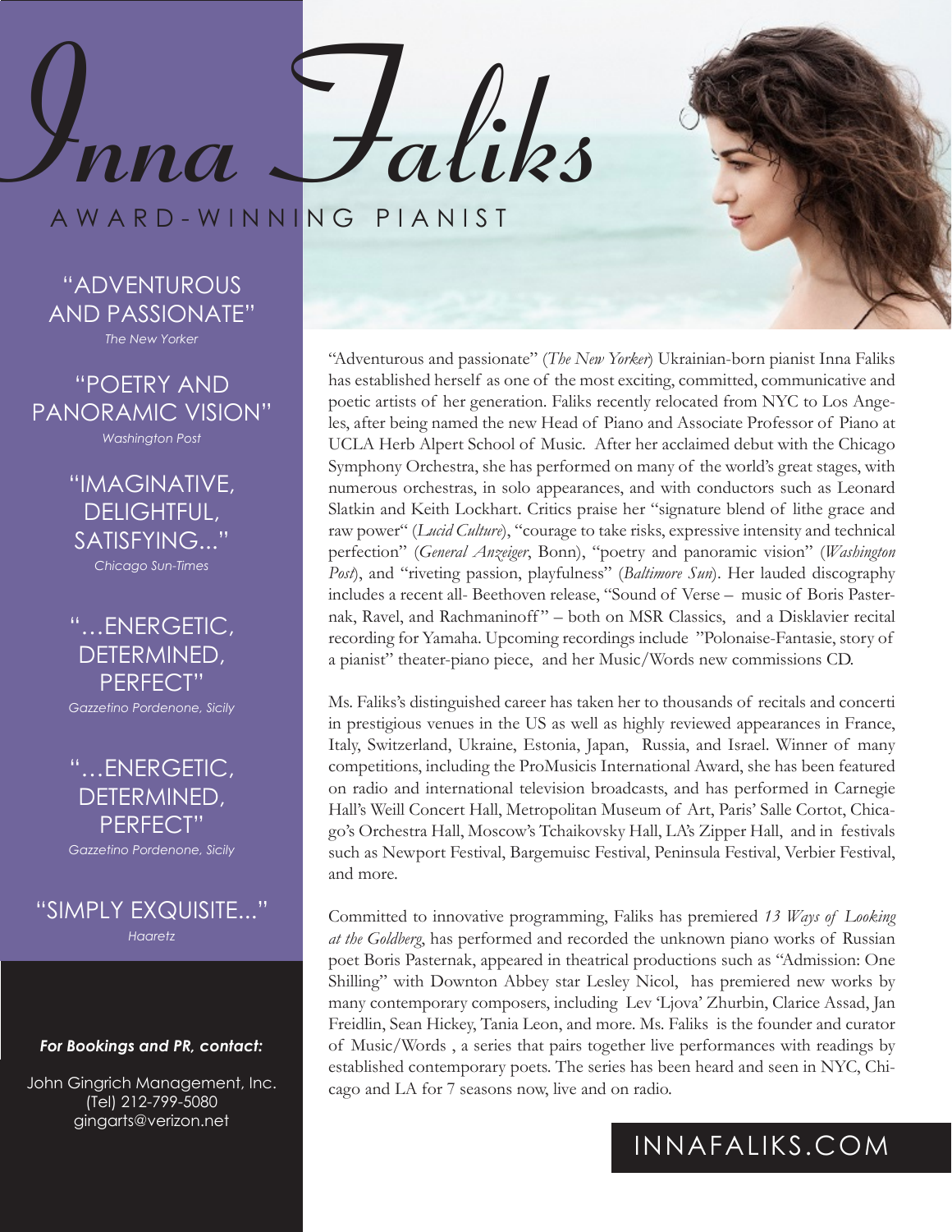# Inna Faliks

## AWARD-WINNING PIANIST

"ADVENTUROUS AND PASSIONATE"
*The New Yorker*

"POETRY AND PANORAMIC VISION"
*Washington Post*

"IMAGINATIVE, DELIGHTFUL, SATISFYING..."
*Chicago Sun-Times*

"...ENERGETIC, DETERMINED, PERFECT"
*Gazzetino Pordenone, Sicily*

"...ENERGETIC, DETERMINED, PERFECT"
*Gazzetino Pordenone, Sicily*

"SIMPLY EXQUISITE..."
*Haaretz*

***For Bookings and PR, contact:***

John Gingrich Management, Inc.
(Tel) 212-799-5080
gingarts@verizon.net

"Adventurous and passionate" (*The New Yorker*) Ukrainian-born pianist Inna Faliks has established herself as one of the most exciting, committed, communicative and poetic artists of her generation. Faliks recently relocated from NYC to Los Angeles, after being named the new Head of Piano and Associate Professor of Piano at UCLA Herb Alpert School of Music. After her acclaimed debut with the Chicago Symphony Orchestra, she has performed on many of the world's great stages, with numerous orchestras, in solo appearances, and with conductors such as Leonard Slatkin and Keith Lockhart. Critics praise her "signature blend of lithe grace and raw power" (*Lucid Culture*), "courage to take risks, expressive intensity and technical perfection" (*General Anzeiger*, Bonn), "poetry and panoramic vision" (*Washington Post*), and "riveting passion, playfulness" (*Baltimore Sun*). Her lauded discography includes a recent all- Beethoven release, "Sound of Verse – music of Boris Pasternak, Ravel, and Rachmaninoff" – both on MSR Classics, and a Disklavier recital recording for Yamaha. Upcoming recordings include "Polonaise-Fantasie, story of a pianist" theater-piano piece, and her Music/Words new commissions CD.

Ms. Faliks's distinguished career has taken her to thousands of recitals and concerti in prestigious venues in the US as well as highly reviewed appearances in France, Italy, Switzerland, Ukraine, Estonia, Japan, Russia, and Israel. Winner of many competitions, including the ProMusicis International Award, she has been featured on radio and international television broadcasts, and has performed in Carnegie Hall's Weill Concert Hall, Metropolitan Museum of Art, Paris' Salle Cortot, Chicago's Orchestra Hall, Moscow's Tchaikovsky Hall, LA's Zipper Hall, and in festivals such as Newport Festival, Bargemuisc Festival, Peninsula Festival, Verbier Festival, and more.

Committed to innovative programming, Faliks has premiered *13 Ways of Looking at the Goldberg*, has performed and recorded the unknown piano works of Russian poet Boris Pasternak, appeared in theatrical productions such as "Admission: One Shilling" with Downton Abbey star Lesley Nicol, has premiered new works by many contemporary composers, including Lev 'Ljova' Zhurbin, Clarice Assad, Jan Freidlin, Sean Hickey, Tania Leon, and more. Ms. Faliks is the founder and curator of Music/Words , a series that pairs together live performances with readings by established contemporary poets. The series has been heard and seen in NYC, Chicago and LA for 7 seasons now, live and on radio.

INNAFALIKS.COM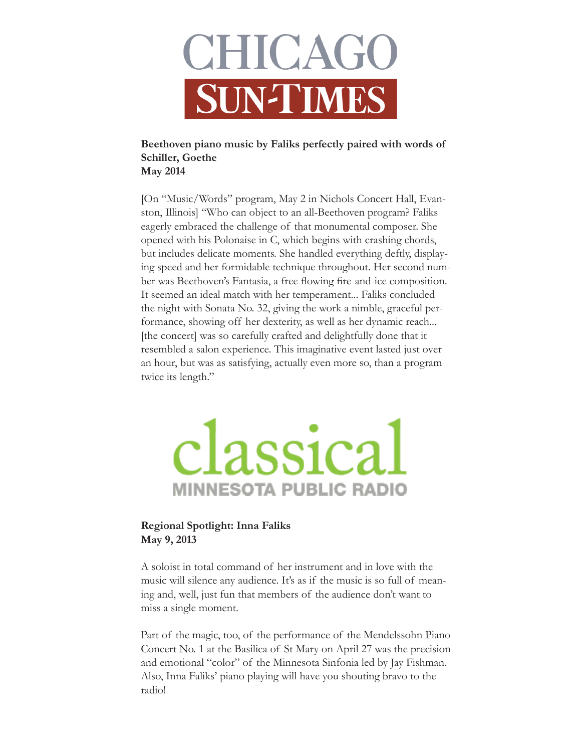# CHICAGO SUN-TIMES

**Beethoven piano music by Faliks perfectly paired with words of Schiller, Goethe**
**May 2014**

[On "Music/Words" program, May 2 in Nichols Concert Hall, Evanston, Illinois] "Who can object to an all-Beethoven program? Faliks eagerly embraced the challenge of that monumental composer. She opened with his Polonaise in C, which begins with crashing chords, but includes delicate moments. She handled everything deftly, displaying speed and her formidable technique throughout. Her second number was Beethoven's Fantasia, a free flowing fire-and-ice composition. It seemed an ideal match with her temperament... Faliks concluded the night with Sonata No. 32, giving the work a nimble, graceful performance, showing off her dexterity, as well as her dynamic reach... [the concert] was so carefully crafted and delightfully done that it resembled a salon experience. This imaginative event lasted just over an hour, but was as satisfying, actually even more so, than a program twice its length."

# classical
## MINNESOTA PUBLIC RADIO

**Regional Spotlight: Inna Faliks**
**May 9, 2013**

A soloist in total command of her instrument and in love with the music will silence any audience. It's as if the music is so full of meaning and, well, just fun that members of the audience don't want to miss a single moment.

Part of the magic, too, of the performance of the Mendelssohn Piano Concert No. 1 at the Basilica of St Mary on April 27 was the precision and emotional "color" of the Minnesota Sinfonia led by Jay Fishman. Also, Inna Faliks' piano playing will have you shouting bravo to the radio!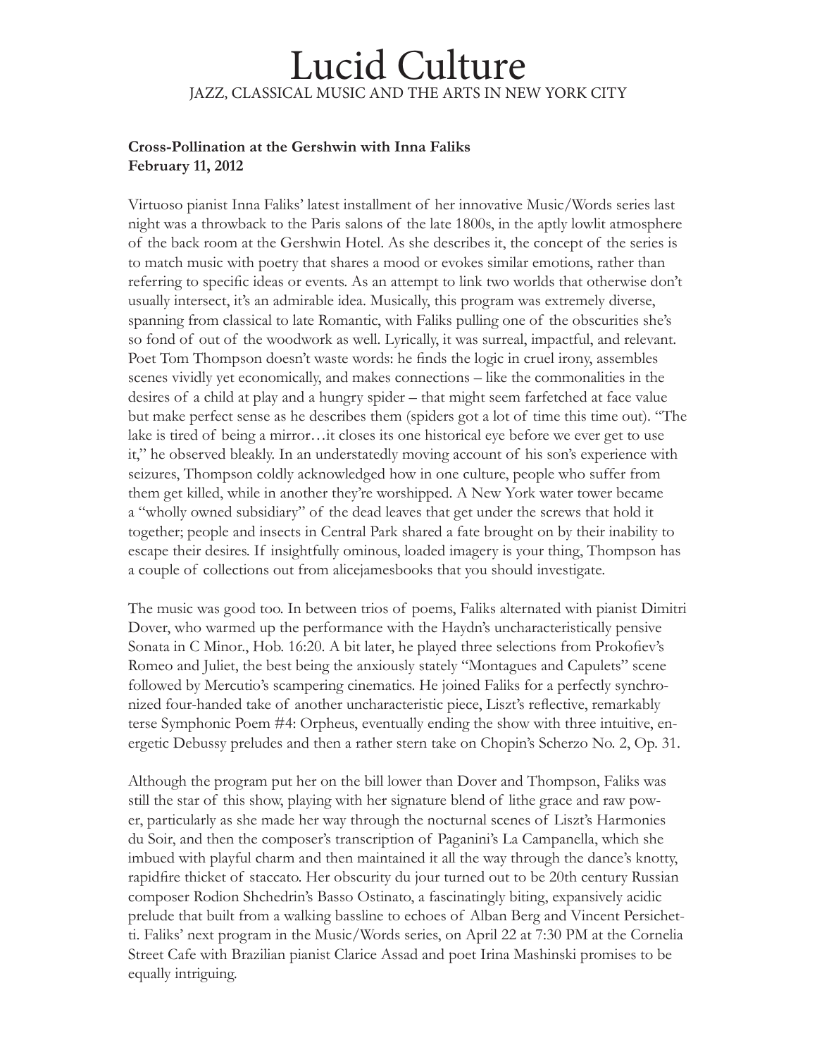# Lucid Culture

JAZZ, CLASSICAL MUSIC AND THE ARTS IN NEW YORK CITY

**Cross-Pollination at the Gershwin with Inna Faliks**
**February 11, 2012**

Virtuoso pianist Inna Faliks' latest installment of her innovative Music/Words series last night was a throwback to the Paris salons of the late 1800s, in the aptly lowlit atmosphere of the back room at the Gershwin Hotel. As she describes it, the concept of the series is to match music with poetry that shares a mood or evokes similar emotions, rather than referring to specific ideas or events. As an attempt to link two worlds that otherwise don't usually intersect, it's an admirable idea. Musically, this program was extremely diverse, spanning from classical to late Romantic, with Faliks pulling one of the obscurities she's so fond of out of the woodwork as well. Lyrically, it was surreal, impactful, and relevant. Poet Tom Thompson doesn't waste words: he finds the logic in cruel irony, assembles scenes vividly yet economically, and makes connections – like the commonalities in the desires of a child at play and a hungry spider – that might seem farfetched at face value but make perfect sense as he describes them (spiders got a lot of time this time out). "The lake is tired of being a mirror…it closes its one historical eye before we ever get to use it," he observed bleakly. In an understatedly moving account of his son's experience with seizures, Thompson coldly acknowledged how in one culture, people who suffer from them get killed, while in another they're worshipped. A New York water tower became a "wholly owned subsidiary" of the dead leaves that get under the screws that hold it together; people and insects in Central Park shared a fate brought on by their inability to escape their desires. If insightfully ominous, loaded imagery is your thing, Thompson has a couple of collections out from alicejamesbooks that you should investigate.

The music was good too. In between trios of poems, Faliks alternated with pianist Dimitri Dover, who warmed up the performance with the Haydn's uncharacteristically pensive Sonata in C Minor., Hob. 16:20. A bit later, he played three selections from Prokofiev's Romeo and Juliet, the best being the anxiously stately "Montagues and Capulets" scene followed by Mercutio's scampering cinematics. He joined Faliks for a perfectly synchronized four-handed take of another uncharacteristic piece, Liszt's reflective, remarkably terse Symphonic Poem #4: Orpheus, eventually ending the show with three intuitive, energetic Debussy preludes and then a rather stern take on Chopin's Scherzo No. 2, Op. 31.

Although the program put her on the bill lower than Dover and Thompson, Faliks was still the star of this show, playing with her signature blend of lithe grace and raw power, particularly as she made her way through the nocturnal scenes of Liszt's Harmonies du Soir, and then the composer's transcription of Paganini's La Campanella, which she imbued with playful charm and then maintained it all the way through the dance's knotty, rapidfire thicket of staccato. Her obscurity du jour turned out to be 20th century Russian composer Rodion Shchedrin's Basso Ostinato, a fascinatingly biting, expansively acidic prelude that built from a walking bassline to echoes of Alban Berg and Vincent Persichetti. Faliks' next program in the Music/Words series, on April 22 at 7:30 PM at the Cornelia Street Cafe with Brazilian pianist Clarice Assad and poet Irina Mashinski promises to be equally intriguing.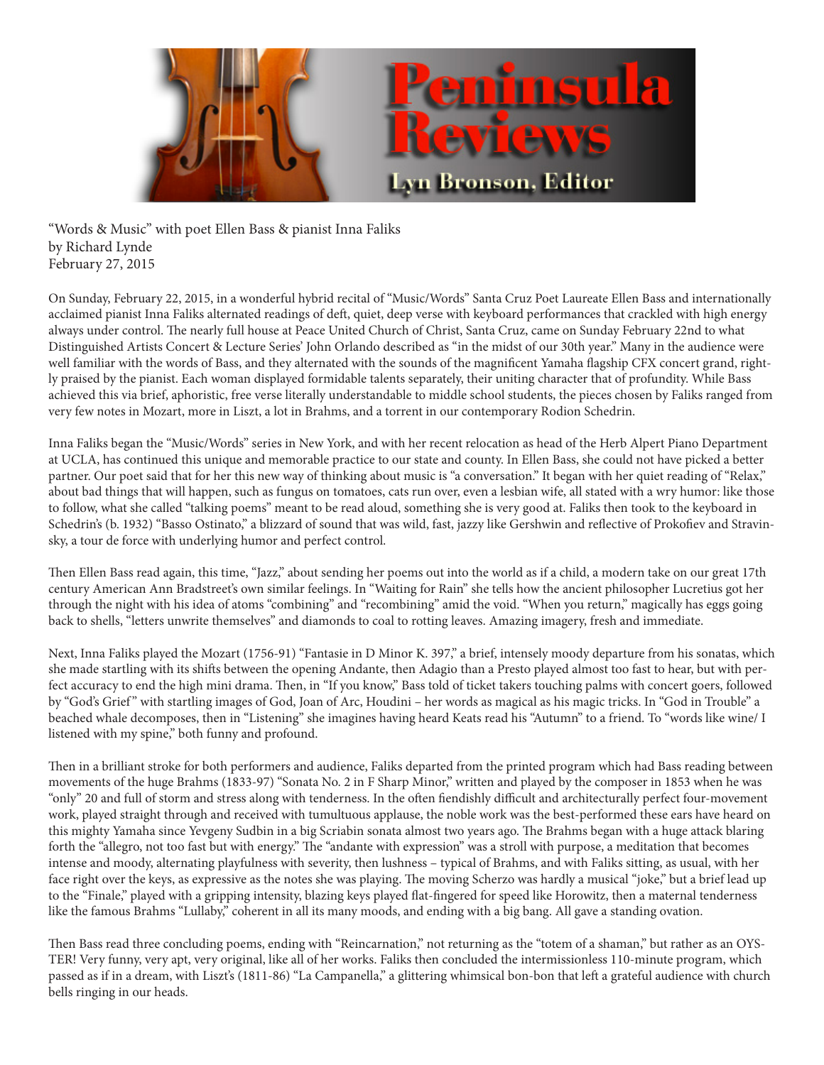# Peninsula Reviews

Lyn Bronson, Editor

"Words & Music" with poet Ellen Bass & pianist Inna Faliks
by Richard Lynde
February 27, 2015

On Sunday, February 22, 2015, in a wonderful hybrid recital of "Music/Words" Santa Cruz Poet Laureate Ellen Bass and internationally acclaimed pianist Inna Faliks alternated readings of deft, quiet, deep verse with keyboard performances that crackled with high energy always under control. The nearly full house at Peace United Church of Christ, Santa Cruz, came on Sunday February 22nd to what Distinguished Artists Concert & Lecture Series' John Orlando described as "in the midst of our 30th year." Many in the audience were well familiar with the words of Bass, and they alternated with the sounds of the magnificent Yamaha flagship CFX concert grand, rightly praised by the pianist. Each woman displayed formidable talents separately, their uniting character that of profundity. While Bass achieved this via brief, aphoristic, free verse literally understandable to middle school students, the pieces chosen by Faliks ranged from very few notes in Mozart, more in Liszt, a lot in Brahms, and a torrent in our contemporary Rodion Schedrin.

Inna Faliks began the "Music/Words" series in New York, and with her recent relocation as head of the Herb Alpert Piano Department at UCLA, has continued this unique and memorable practice to our state and county. In Ellen Bass, she could not have picked a better partner. Our poet said that for her this new way of thinking about music is "a conversation." It began with her quiet reading of "Relax," about bad things that will happen, such as fungus on tomatoes, cats run over, even a lesbian wife, all stated with a wry humor: like those to follow, what she called "talking poems" meant to be read aloud, something she is very good at. Faliks then took to the keyboard in Schedrin's (b. 1932) "Basso Ostinato," a blizzard of sound that was wild, fast, jazzy like Gershwin and reflective of Prokofiev and Stravinsky, a tour de force with underlying humor and perfect control.

Then Ellen Bass read again, this time, "Jazz," about sending her poems out into the world as if a child, a modern take on our great 17th century American Ann Bradstreet's own similar feelings. In "Waiting for Rain" she tells how the ancient philosopher Lucretius got her through the night with his idea of atoms "combining" and "recombining" amid the void. "When you return," magically has eggs going back to shells, "letters unwrite themselves" and diamonds to coal to rotting leaves. Amazing imagery, fresh and immediate.

Next, Inna Faliks played the Mozart (1756-91) "Fantasie in D Minor K. 397," a brief, intensely moody departure from his sonatas, which she made startling with its shifts between the opening Andante, then Adagio than a Presto played almost too fast to hear, but with perfect accuracy to end the high mini drama. Then, in "If you know," Bass told of ticket takers touching palms with concert goers, followed by "God's Grief" with startling images of God, Joan of Arc, Houdini – her words as magical as his magic tricks. In "God in Trouble" a beached whale decomposes, then in "Listening" she imagines having heard Keats read his "Autumn" to a friend. To "words like wine/ I listened with my spine," both funny and profound.

Then in a brilliant stroke for both performers and audience, Faliks departed from the printed program which had Bass reading between movements of the huge Brahms (1833-97) "Sonata No. 2 in F Sharp Minor," written and played by the composer in 1853 when he was "only" 20 and full of storm and stress along with tenderness. In the often fiendishly difficult and architecturally perfect four-movement work, played straight through and received with tumultuous applause, the noble work was the best-performed these ears have heard on this mighty Yamaha since Yevgeny Sudbin in a big Scriabin sonata almost two years ago. The Brahms began with a huge attack blaring forth the "allegro, not too fast but with energy." The "andante with expression" was a stroll with purpose, a meditation that becomes intense and moody, alternating playfulness with severity, then lushness – typical of Brahms, and with Faliks sitting, as usual, with her face right over the keys, as expressive as the notes she was playing. The moving Scherzo was hardly a musical "joke," but a brief lead up to the "Finale," played with a gripping intensity, blazing keys played flat-fingered for speed like Horowitz, then a maternal tenderness like the famous Brahms "Lullaby," coherent in all its many moods, and ending with a big bang. All gave a standing ovation.

Then Bass read three concluding poems, ending with "Reincarnation," not returning as the "totem of a shaman," but rather as an OYSTER! Very funny, very apt, very original, like all of her works. Faliks then concluded the intermissionless 110-minute program, which passed as if in a dream, with Liszt's (1811-86) "La Campanella," a glittering whimsical bon-bon that left a grateful audience with church bells ringing in our heads.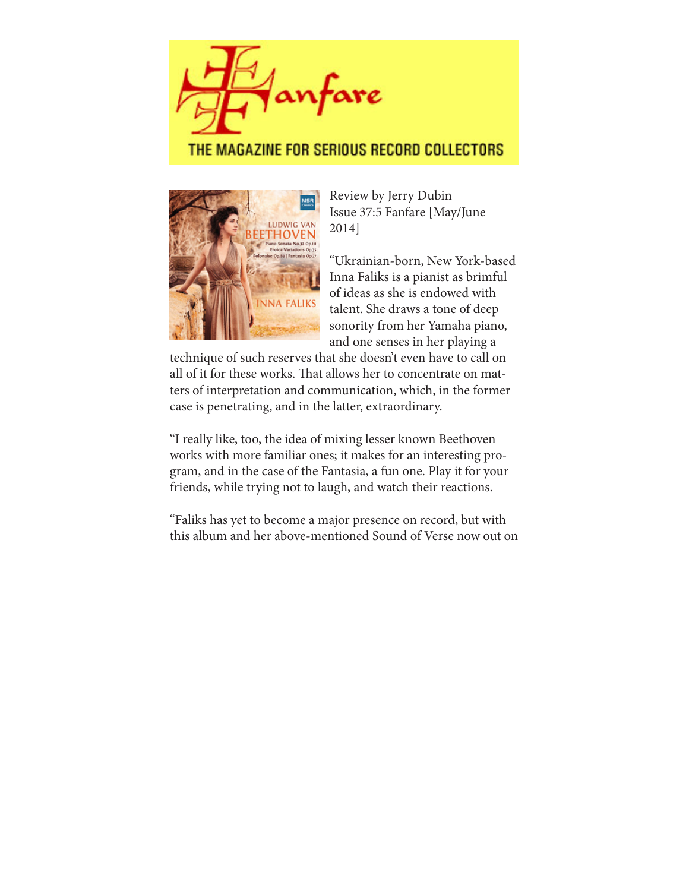# Fanfare

## THE MAGAZINE FOR SERIOUS RECORD COLLECTORS

Review by Jerry Dubin
Issue 37:5 Fanfare [May/June 2014]

"Ukrainian-born, New York-based Inna Faliks is a pianist as brimful of ideas as she is endowed with talent. She draws a tone of deep sonority from her Yamaha piano, and one senses in her playing a technique of such reserves that she doesn't even have to call on all of it for these works. That allows her to concentrate on matters of interpretation and communication, which, in the former case is penetrating, and in the latter, extraordinary.

"I really like, too, the idea of mixing lesser known Beethoven works with more familiar ones; it makes for an interesting program, and in the case of the Fantasia, a fun one. Play it for your friends, while trying not to laugh, and watch their reactions.

"Faliks has yet to become a major presence on record, but with this album and her above-mentioned Sound of Verse now out on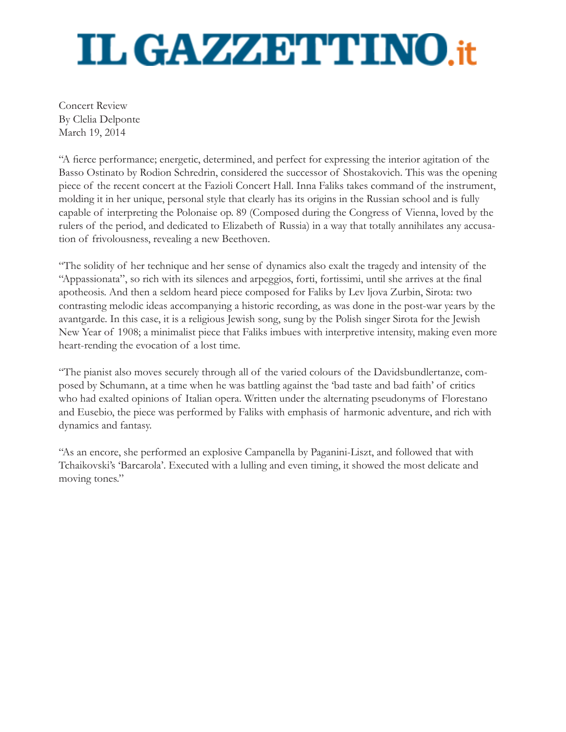# IL GAZZETTINO.it

Concert Review
By Clelia Delponte
March 19, 2014

"A fierce performance; energetic, determined, and perfect for expressing the interior agitation of the Basso Ostinato by Rodion Schredrin, considered the successor of Shostakovich. This was the opening piece of the recent concert at the Fazioli Concert Hall. Inna Faliks takes command of the instrument, molding it in her unique, personal style that clearly has its origins in the Russian school and is fully capable of interpreting the Polonaise op. 89 (Composed during the Congress of Vienna, loved by the rulers of the period, and dedicated to Elizabeth of Russia) in a way that totally annihilates any accusation of frivolousness, revealing a new Beethoven.

"The solidity of her technique and her sense of dynamics also exalt the tragedy and intensity of the "Appassionata", so rich with its silences and arpeggios, forti, fortissimi, until she arrives at the final apotheosis. And then a seldom heard piece composed for Faliks by Lev ljova Zurbin, Sirota: two contrasting melodic ideas accompanying a historic recording, as was done in the post-war years by the avantgarde. In this case, it is a religious Jewish song, sung by the Polish singer Sirota for the Jewish New Year of 1908; a minimalist piece that Faliks imbues with interpretive intensity, making even more heart-rending the evocation of a lost time.

"The pianist also moves securely through all of the varied colours of the Davidsbundlertanze, composed by Schumann, at a time when he was battling against the 'bad taste and bad faith' of critics who had exalted opinions of Italian opera. Written under the alternating pseudonyms of Florestano and Eusebio, the piece was performed by Faliks with emphasis of harmonic adventure, and rich with dynamics and fantasy.

"As an encore, she performed an explosive Campanella by Paganini-Liszt, and followed that with Tchaikovski's 'Barcarola'. Executed with a lulling and even timing, it showed the most delicate and moving tones."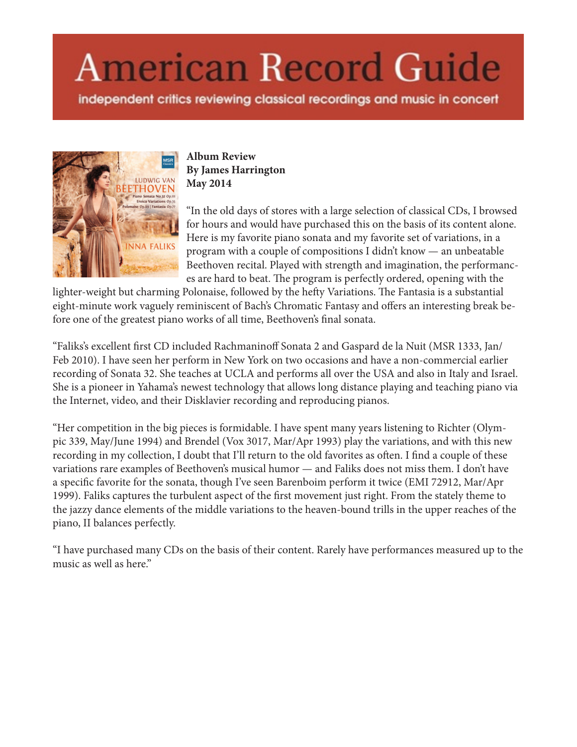# American Record Guide

independent critics reviewing classical recordings and music in concert

**Album Review**
**By James Harrington**
**May 2014**

"In the old days of stores with a large selection of classical CDs, I browsed for hours and would have purchased this on the basis of its content alone. Here is my favorite piano sonata and my favorite set of variations, in a program with a couple of compositions I didn't know — an unbeatable Beethoven recital. Played with strength and imagination, the performances are hard to beat. The program is perfectly ordered, opening with the lighter-weight but charming Polonaise, followed by the hefty Variations. The Fantasia is a substantial eight-minute work vaguely reminiscent of Bach's Chromatic Fantasy and offers an interesting break before one of the greatest piano works of all time, Beethoven's final sonata.

"Faliks's excellent first CD included Rachmaninoff Sonata 2 and Gaspard de la Nuit (MSR 1333, Jan/Feb 2010). I have seen her perform in New York on two occasions and have a non-commercial earlier recording of Sonata 32. She teaches at UCLA and performs all over the USA and also in Italy and Israel. She is a pioneer in Yahama's newest technology that allows long distance playing and teaching piano via the Internet, video, and their Disklavier recording and reproducing pianos.

"Her competition in the big pieces is formidable. I have spent many years listening to Richter (Olympic 339, May/June 1994) and Brendel (Vox 3017, Mar/Apr 1993) play the variations, and with this new recording in my collection, I doubt that I'll return to the old favorites as often. I find a couple of these variations rare examples of Beethoven's musical humor — and Faliks does not miss them. I don't have a specific favorite for the sonata, though I've seen Barenboim perform it twice (EMI 72912, Mar/Apr 1999). Faliks captures the turbulent aspect of the first movement just right. From the stately theme to the jazzy dance elements of the middle variations to the heaven-bound trills in the upper reaches of the piano, II balances perfectly.

"I have purchased many CDs on the basis of their content. Rarely have performances measured up to the music as well as here."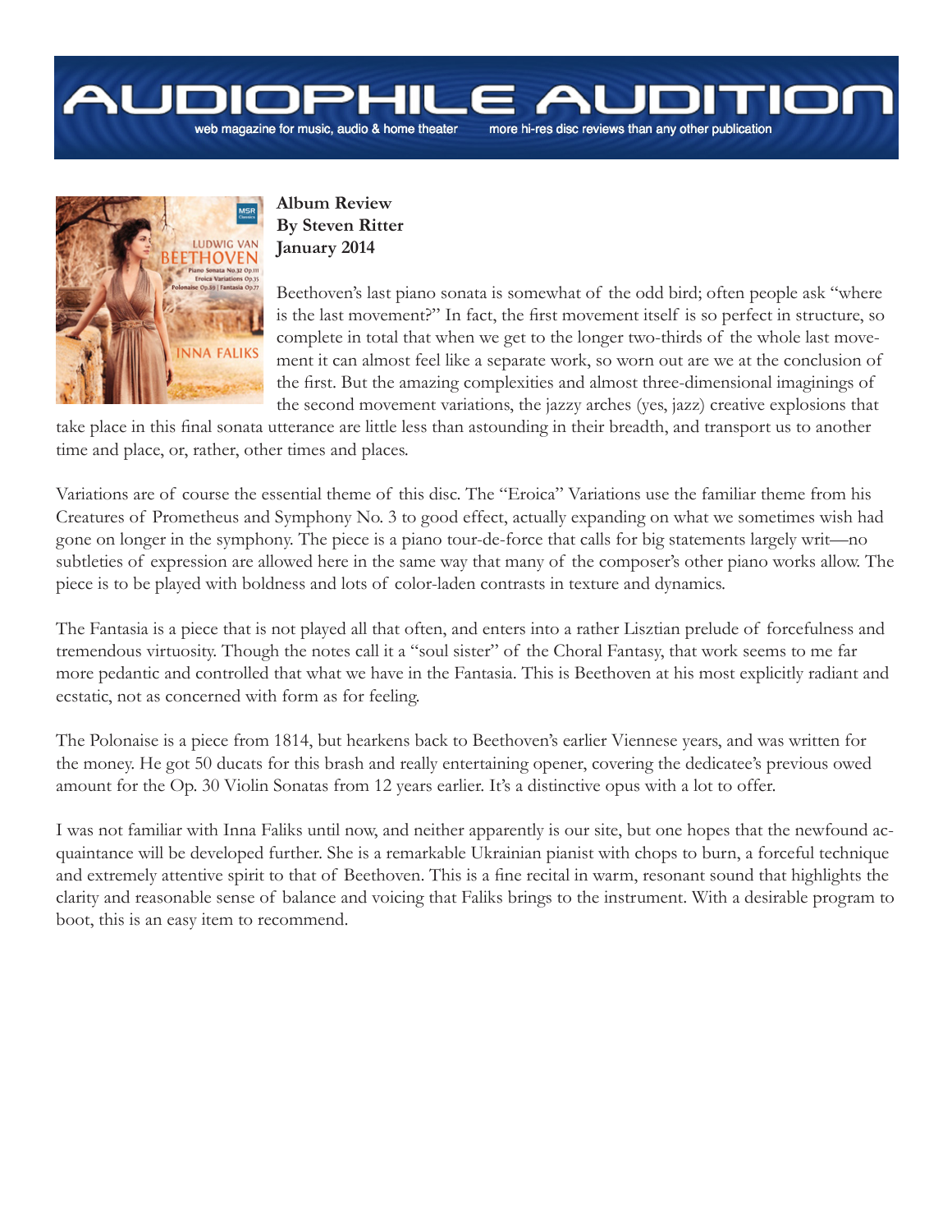# AUDIOPHILE AUDITION

web magazine for music, audio & home theater    more hi-res disc reviews than any other publication

**Album Review**
**By Steven Ritter**
**January 2014**

Beethoven's last piano sonata is somewhat of the odd bird; often people ask "where is the last movement?" In fact, the first movement itself is so perfect in structure, so complete in total that when we get to the longer two-thirds of the whole last movement it can almost feel like a separate work, so worn out are we at the conclusion of the first. But the amazing complexities and almost three-dimensional imaginings of the second movement variations, the jazzy arches (yes, jazz) creative explosions that take place in this final sonata utterance are little less than astounding in their breadth, and transport us to another time and place, or, rather, other times and places.

Variations are of course the essential theme of this disc. The "Eroica" Variations use the familiar theme from his Creatures of Prometheus and Symphony No. 3 to good effect, actually expanding on what we sometimes wish had gone on longer in the symphony. The piece is a piano tour-de-force that calls for big statements largely writ—no subtleties of expression are allowed here in the same way that many of the composer's other piano works allow. The piece is to be played with boldness and lots of color-laden contrasts in texture and dynamics.

The Fantasia is a piece that is not played all that often, and enters into a rather Lisztian prelude of forcefulness and tremendous virtuosity. Though the notes call it a "soul sister" of the Choral Fantasy, that work seems to me far more pedantic and controlled that what we have in the Fantasia. This is Beethoven at his most explicitly radiant and ecstatic, not as concerned with form as for feeling.

The Polonaise is a piece from 1814, but hearkens back to Beethoven's earlier Viennese years, and was written for the money. He got 50 ducats for this brash and really entertaining opener, covering the dedicatee's previous owed amount for the Op. 30 Violin Sonatas from 12 years earlier. It's a distinctive opus with a lot to offer.

I was not familiar with Inna Faliks until now, and neither apparently is our site, but one hopes that the newfound acquaintance will be developed further. She is a remarkable Ukrainian pianist with chops to burn, a forceful technique and extremely attentive spirit to that of Beethoven. This is a fine recital in warm, resonant sound that highlights the clarity and reasonable sense of balance and voicing that Faliks brings to the instrument. With a desirable program to boot, this is an easy item to recommend.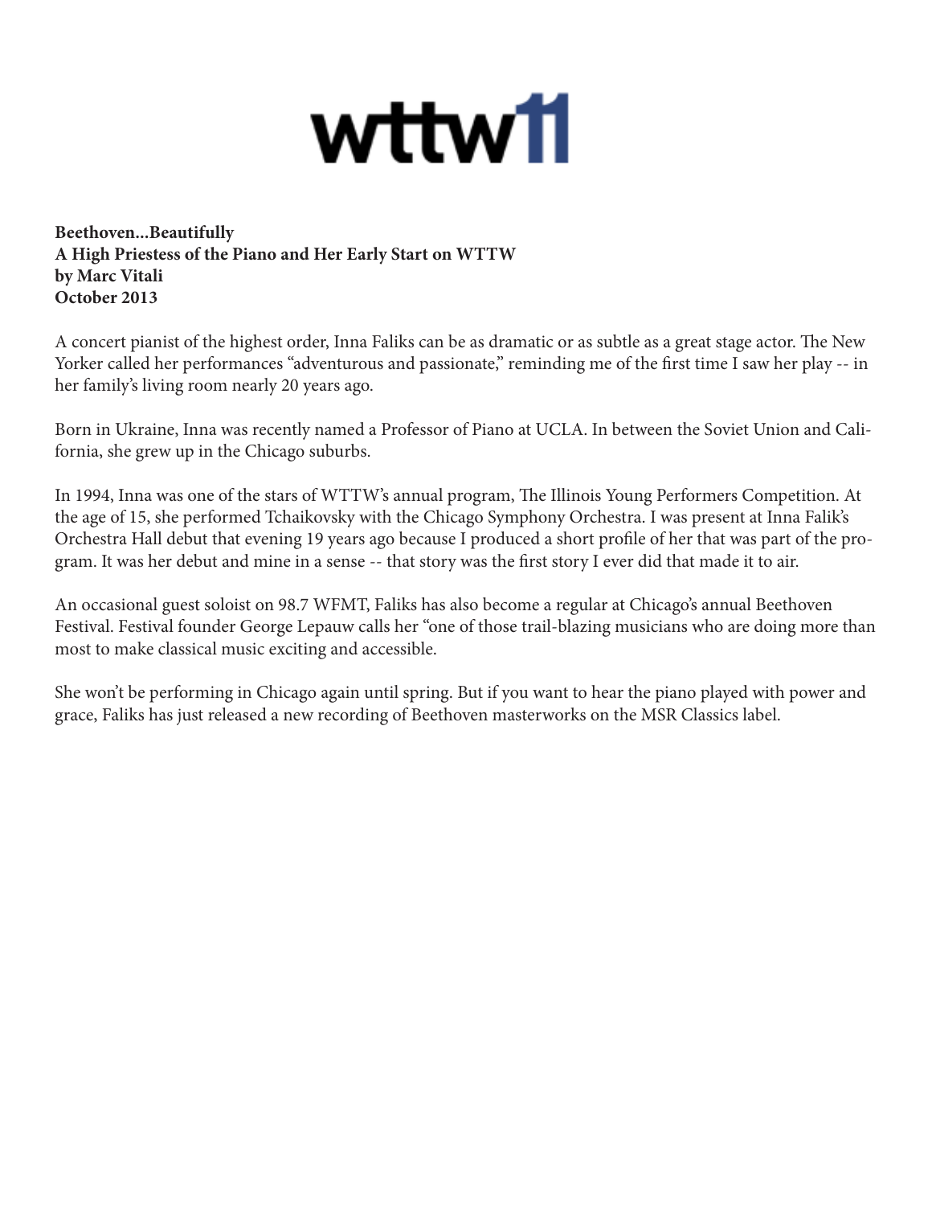wttw11

**Beethoven...Beautifully**
**A High Priestess of the Piano and Her Early Start on WTTW**
**by Marc Vitali**
**October 2013**

A concert pianist of the highest order, Inna Faliks can be as dramatic or as subtle as a great stage actor. The New Yorker called her performances "adventurous and passionate," reminding me of the first time I saw her play -- in her family's living room nearly 20 years ago.

Born in Ukraine, Inna was recently named a Professor of Piano at UCLA. In between the Soviet Union and California, she grew up in the Chicago suburbs.

In 1994, Inna was one of the stars of WTTW's annual program, The Illinois Young Performers Competition. At the age of 15, she performed Tchaikovsky with the Chicago Symphony Orchestra. I was present at Inna Falik's Orchestra Hall debut that evening 19 years ago because I produced a short profile of her that was part of the program. It was her debut and mine in a sense -- that story was the first story I ever did that made it to air.

An occasional guest soloist on 98.7 WFMT, Faliks has also become a regular at Chicago's annual Beethoven Festival. Festival founder George Lepauw calls her "one of those trail-blazing musicians who are doing more than most to make classical music exciting and accessible.

She won't be performing in Chicago again until spring. But if you want to hear the piano played with power and grace, Faliks has just released a new recording of Beethoven masterworks on the MSR Classics label.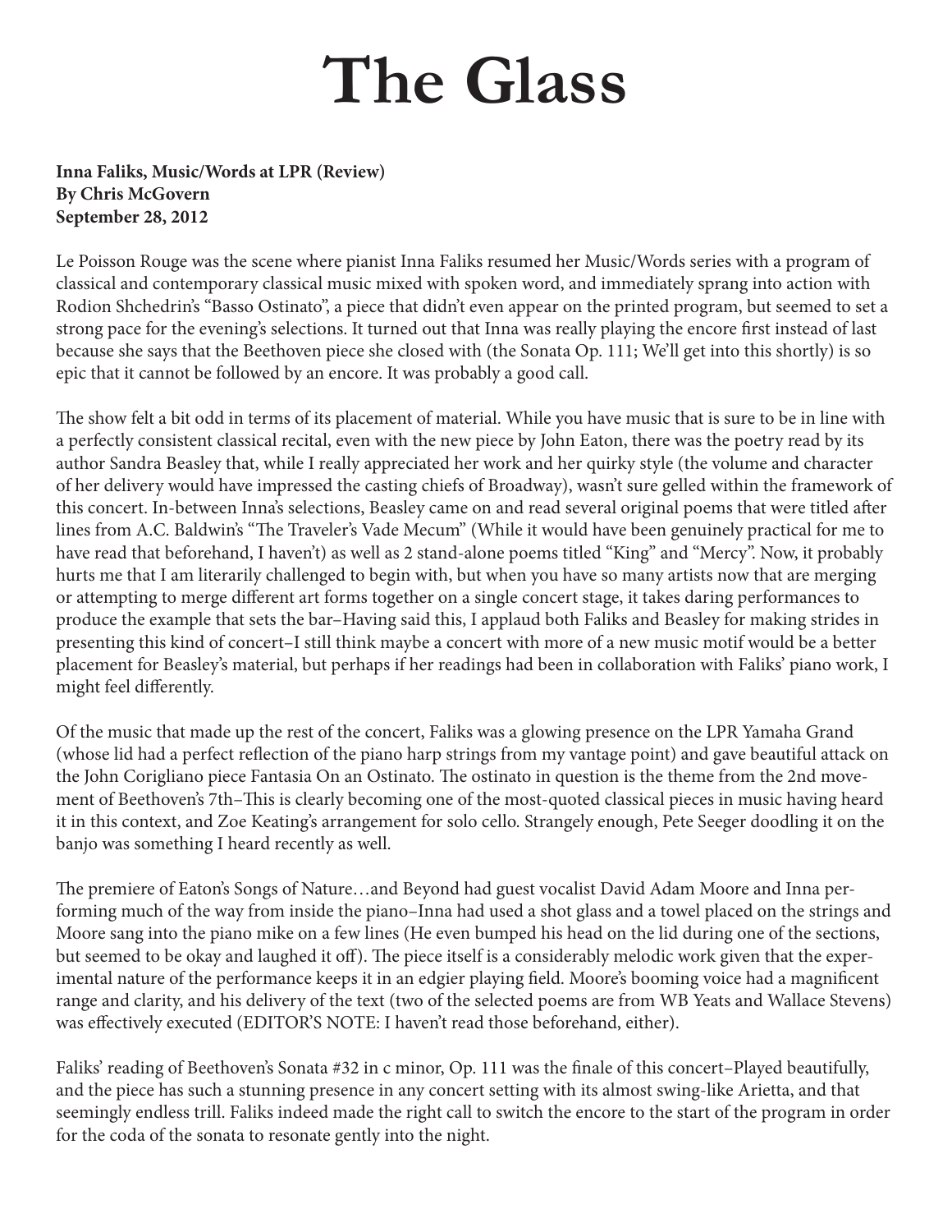# The Glass

**Inna Faliks, Music/Words at LPR (Review)**
**By Chris McGovern**
**September 28, 2012**

Le Poisson Rouge was the scene where pianist Inna Faliks resumed her Music/Words series with a program of classical and contemporary classical music mixed with spoken word, and immediately sprang into action with Rodion Shchedrin's "Basso Ostinato", a piece that didn't even appear on the printed program, but seemed to set a strong pace for the evening's selections. It turned out that Inna was really playing the encore first instead of last because she says that the Beethoven piece she closed with (the Sonata Op. 111; We'll get into this shortly) is so epic that it cannot be followed by an encore. It was probably a good call.

The show felt a bit odd in terms of its placement of material. While you have music that is sure to be in line with a perfectly consistent classical recital, even with the new piece by John Eaton, there was the poetry read by its author Sandra Beasley that, while I really appreciated her work and her quirky style (the volume and character of her delivery would have impressed the casting chiefs of Broadway), wasn't sure gelled within the framework of this concert. In-between Inna's selections, Beasley came on and read several original poems that were titled after lines from A.C. Baldwin's "The Traveler's Vade Mecum" (While it would have been genuinely practical for me to have read that beforehand, I haven't) as well as 2 stand-alone poems titled "King" and "Mercy". Now, it probably hurts me that I am literarily challenged to begin with, but when you have so many artists now that are merging or attempting to merge different art forms together on a single concert stage, it takes daring performances to produce the example that sets the bar–Having said this, I applaud both Faliks and Beasley for making strides in presenting this kind of concert–I still think maybe a concert with more of a new music motif would be a better placement for Beasley's material, but perhaps if her readings had been in collaboration with Faliks' piano work, I might feel differently.

Of the music that made up the rest of the concert, Faliks was a glowing presence on the LPR Yamaha Grand (whose lid had a perfect reflection of the piano harp strings from my vantage point) and gave beautiful attack on the John Corigliano piece Fantasia On an Ostinato. The ostinato in question is the theme from the 2nd movement of Beethoven's 7th–This is clearly becoming one of the most-quoted classical pieces in music having heard it in this context, and Zoe Keating's arrangement for solo cello. Strangely enough, Pete Seeger doodling it on the banjo was something I heard recently as well.

The premiere of Eaton's Songs of Nature…and Beyond had guest vocalist David Adam Moore and Inna performing much of the way from inside the piano–Inna had used a shot glass and a towel placed on the strings and Moore sang into the piano mike on a few lines (He even bumped his head on the lid during one of the sections, but seemed to be okay and laughed it off). The piece itself is a considerably melodic work given that the experimental nature of the performance keeps it in an edgier playing field. Moore's booming voice had a magnificent range and clarity, and his delivery of the text (two of the selected poems are from WB Yeats and Wallace Stevens) was effectively executed (EDITOR'S NOTE: I haven't read those beforehand, either).

Faliks' reading of Beethoven's Sonata #32 in c minor, Op. 111 was the finale of this concert–Played beautifully, and the piece has such a stunning presence in any concert setting with its almost swing-like Arietta, and that seemingly endless trill. Faliks indeed made the right call to switch the encore to the start of the program in order for the coda of the sonata to resonate gently into the night.